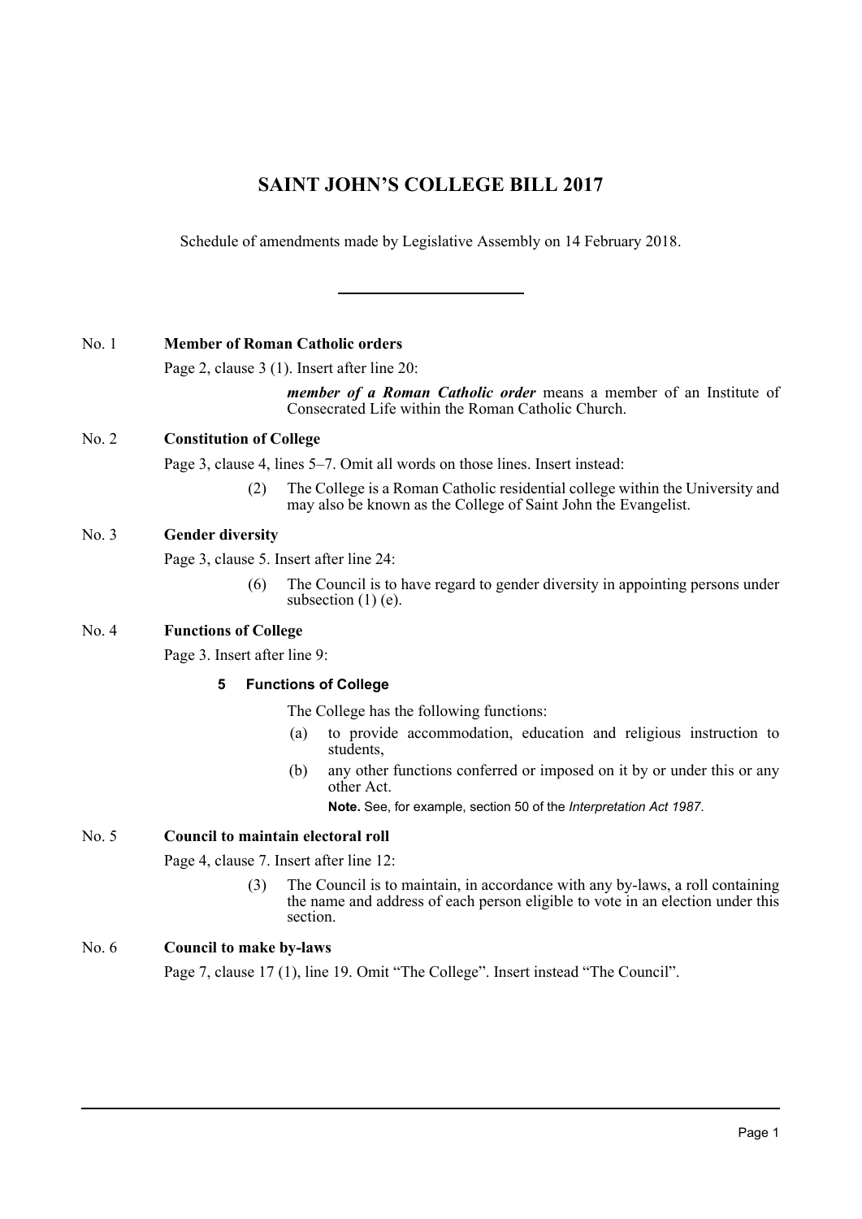# SAINT JOHN'S COLLEGE BILL 2017

Schedule of amendments made by Legislative Assembly on 14 February 2018.

---

No. 1 **Member of Roman Catholic orders**

Page 2, clause 3 (1). Insert after line 20:

> ***member of a Roman Catholic order*** means a member of an Institute of Consecrated Life within the Roman Catholic Church.

No. 2 **Constitution of College**

Page 3, clause 4, lines 5–7. Omit all words on those lines. Insert instead:

> (2) The College is a Roman Catholic residential college within the University and may also be known as the College of Saint John the Evangelist.

No. 3 **Gender diversity**

Page 3, clause 5. Insert after line 24:

> (6) The Council is to have regard to gender diversity in appointing persons under subsection (1) (e).

No. 4 **Functions of College**

Page 3. Insert after line 9:

> **5 Functions of College**
>
> The College has the following functions:
>
> (a) to provide accommodation, education and religious instruction to students,
>
> (b) any other functions conferred or imposed on it by or under this or any other Act.
>
> **Note.** See, for example, section 50 of the *Interpretation Act 1987*.

No. 5 **Council to maintain electoral roll**

Page 4, clause 7. Insert after line 12:

> (3) The Council is to maintain, in accordance with any by-laws, a roll containing the name and address of each person eligible to vote in an election under this section.

No. 6 **Council to make by-laws**

Page 7, clause 17 (1), line 19. Omit "The College". Insert instead "The Council".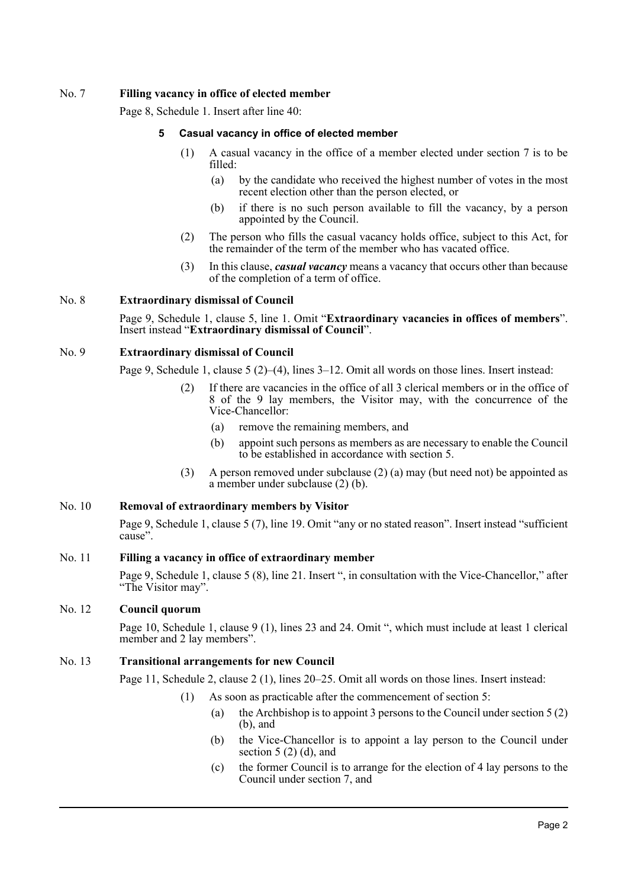No. 7 **Filling vacancy in office of elected member**

Page 8, Schedule 1. Insert after line 40:

**5 Casual vacancy in office of elected member**

(1) A casual vacancy in the office of a member elected under section 7 is to be filled:

(a) by the candidate who received the highest number of votes in the most recent election other than the person elected, or

(b) if there is no such person available to fill the vacancy, by a person appointed by the Council.

(2) The person who fills the casual vacancy holds office, subject to this Act, for the remainder of the term of the member who has vacated office.

(3) In this clause, ***casual vacancy*** means a vacancy that occurs other than because of the completion of a term of office.

No. 8 **Extraordinary dismissal of Council**

Page 9, Schedule 1, clause 5, line 1. Omit "**Extraordinary vacancies in offices of members**". Insert instead "**Extraordinary dismissal of Council**".

No. 9 **Extraordinary dismissal of Council**

Page 9, Schedule 1, clause 5 (2)–(4), lines 3–12. Omit all words on those lines. Insert instead:

(2) If there are vacancies in the office of all 3 clerical members or in the office of 8 of the 9 lay members, the Visitor may, with the concurrence of the Vice-Chancellor:

(a) remove the remaining members, and

(b) appoint such persons as members as are necessary to enable the Council to be established in accordance with section 5.

(3) A person removed under subclause (2) (a) may (but need not) be appointed as a member under subclause (2) (b).

No. 10 **Removal of extraordinary members by Visitor**

Page 9, Schedule 1, clause 5 (7), line 19. Omit "any or no stated reason". Insert instead "sufficient cause".

No. 11 **Filling a vacancy in office of extraordinary member**

Page 9, Schedule 1, clause 5 (8), line 21. Insert ", in consultation with the Vice-Chancellor," after "The Visitor may".

No. 12 **Council quorum**

Page 10, Schedule 1, clause 9 (1), lines 23 and 24. Omit ", which must include at least 1 clerical member and 2 lay members".

No. 13 **Transitional arrangements for new Council**

Page 11, Schedule 2, clause 2 (1), lines 20–25. Omit all words on those lines. Insert instead:

(1) As soon as practicable after the commencement of section 5:

(a) the Archbishop is to appoint 3 persons to the Council under section 5 (2) (b), and

(b) the Vice-Chancellor is to appoint a lay person to the Council under section 5 (2) (d), and

(c) the former Council is to arrange for the election of 4 lay persons to the Council under section 7, and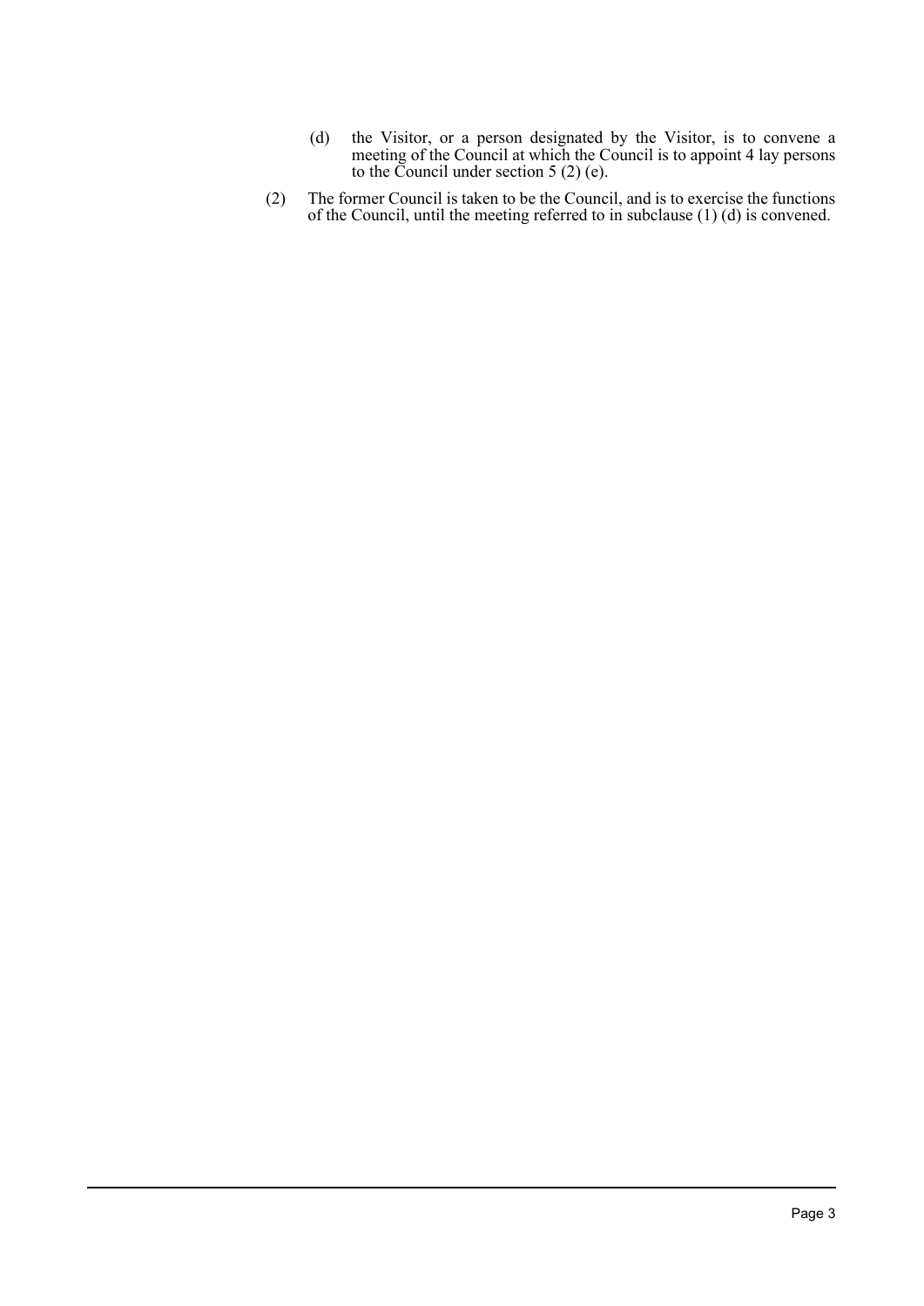(d) the Visitor, or a person designated by the Visitor, is to convene a meeting of the Council at which the Council is to appoint 4 lay persons to the Council under section 5 (2) (e).

(2) The former Council is taken to be the Council, and is to exercise the functions of the Council, until the meeting referred to in subclause (1) (d) is convened.